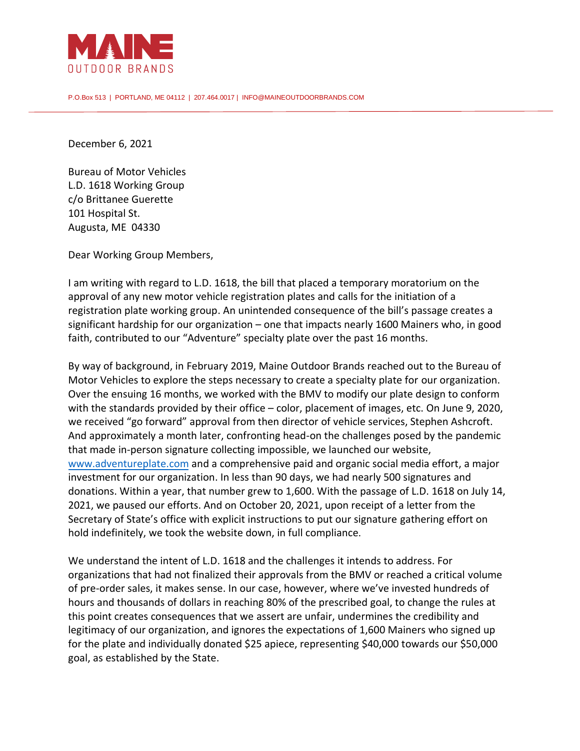MAINE
OUTDOOR BRANDS

P.O.Box 513 | PORTLAND, ME 04112 | 207.464.0017 | INFO@MAINEOUTDOORBRANDS.COM

December 6, 2021

Bureau of Motor Vehicles
L.D. 1618 Working Group
c/o Brittanee Guerette
101 Hospital St.
Augusta, ME 04330

Dear Working Group Members,

I am writing with regard to L.D. 1618, the bill that placed a temporary moratorium on the approval of any new motor vehicle registration plates and calls for the initiation of a registration plate working group. An unintended consequence of the bill's passage creates a significant hardship for our organization – one that impacts nearly 1600 Mainers who, in good faith, contributed to our "Adventure" specialty plate over the past 16 months.

By way of background, in February 2019, Maine Outdoor Brands reached out to the Bureau of Motor Vehicles to explore the steps necessary to create a specialty plate for our organization. Over the ensuing 16 months, we worked with the BMV to modify our plate design to conform with the standards provided by their office – color, placement of images, etc. On June 9, 2020, we received "go forward" approval from then director of vehicle services, Stephen Ashcroft. And approximately a month later, confronting head-on the challenges posed by the pandemic that made in-person signature collecting impossible, we launched our website, www.adventureplate.com and a comprehensive paid and organic social media effort, a major investment for our organization. In less than 90 days, we had nearly 500 signatures and donations. Within a year, that number grew to 1,600. With the passage of L.D. 1618 on July 14, 2021, we paused our efforts. And on October 20, 2021, upon receipt of a letter from the Secretary of State's office with explicit instructions to put our signature gathering effort on hold indefinitely, we took the website down, in full compliance.

We understand the intent of L.D. 1618 and the challenges it intends to address. For organizations that had not finalized their approvals from the BMV or reached a critical volume of pre-order sales, it makes sense. In our case, however, where we've invested hundreds of hours and thousands of dollars in reaching 80% of the prescribed goal, to change the rules at this point creates consequences that we assert are unfair, undermines the credibility and legitimacy of our organization, and ignores the expectations of 1,600 Mainers who signed up for the plate and individually donated $25 apiece, representing $40,000 towards our $50,000 goal, as established by the State.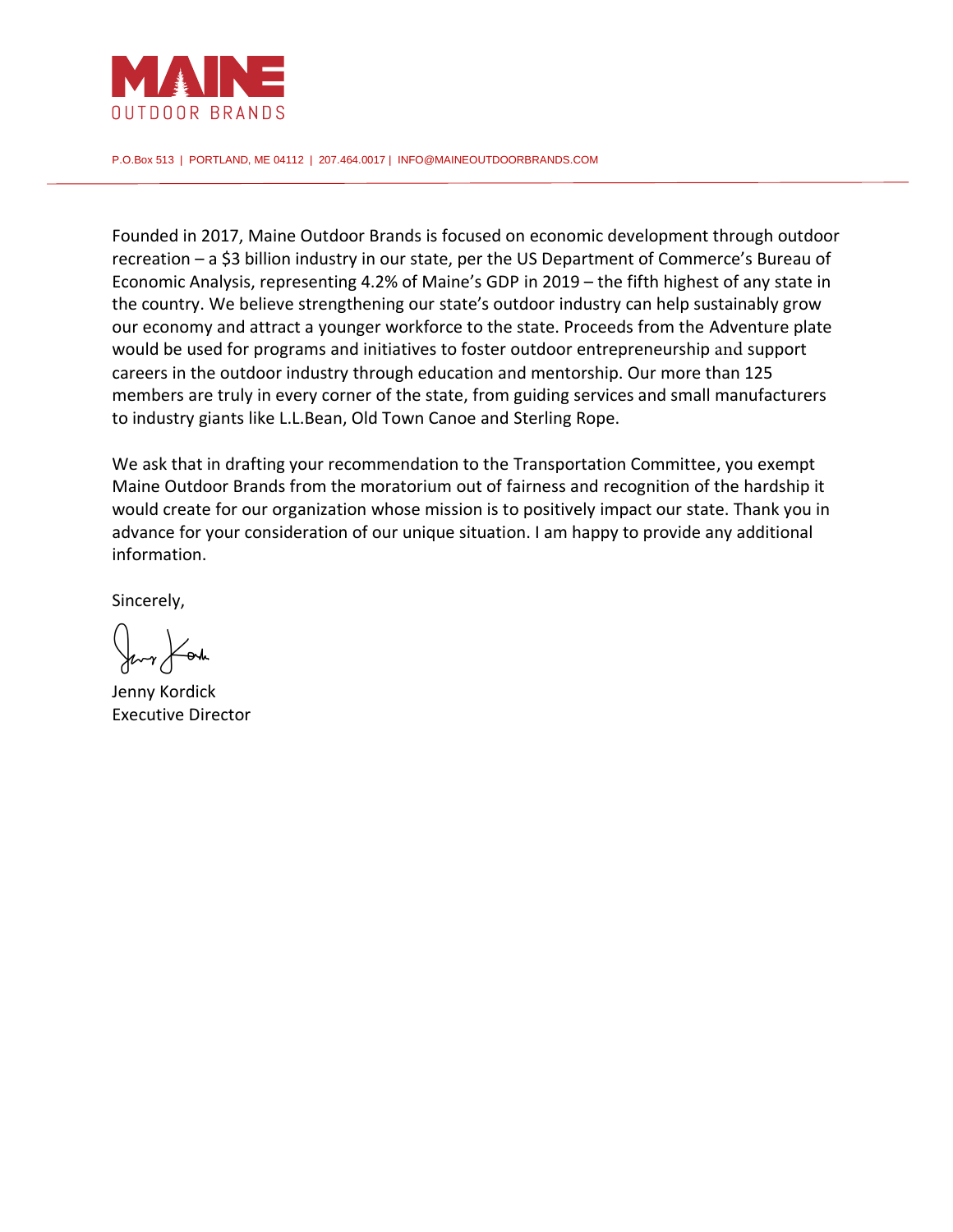# MAINE OUTDOOR BRANDS

P.O.Box 513 | PORTLAND, ME 04112 | 207.464.0017 | INFO@MAINEOUTDOORBRANDS.COM

---

Founded in 2017, Maine Outdoor Brands is focused on economic development through outdoor recreation – a $3 billion industry in our state, per the US Department of Commerce's Bureau of Economic Analysis, representing 4.2% of Maine's GDP in 2019 – the fifth highest of any state in the country. We believe strengthening our state's outdoor industry can help sustainably grow our economy and attract a younger workforce to the state. Proceeds from the Adventure plate would be used for programs and initiatives to foster outdoor entrepreneurship and support careers in the outdoor industry through education and mentorship. Our more than 125 members are truly in every corner of the state, from guiding services and small manufacturers to industry giants like L.L.Bean, Old Town Canoe and Sterling Rope.

We ask that in drafting your recommendation to the Transportation Committee, you exempt Maine Outdoor Brands from the moratorium out of fairness and recognition of the hardship it would create for our organization whose mission is to positively impact our state. Thank you in advance for your consideration of our unique situation. I am happy to provide any additional information.

Sincerely,

Jenny Kordick
Executive Director